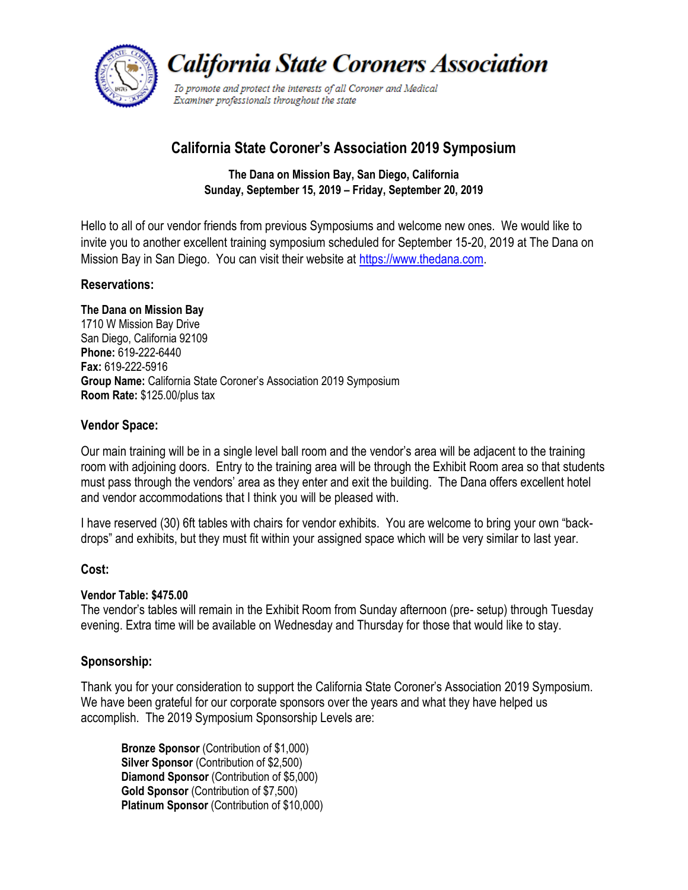# California State Coroners Association

*To promote and protect the interests of all Coroner and Medical Examiner professionals throughout the state*

## California State Coroner's Association 2019 Symposium

**The Dana on Mission Bay, San Diego, California**
**Sunday, September 15, 2019 – Friday, September 20, 2019**

Hello to all of our vendor friends from previous Symposiums and welcome new ones. We would like to invite you to another excellent training symposium scheduled for September 15-20, 2019 at The Dana on Mission Bay in San Diego. You can visit their website at https://www.thedana.com.

### Reservations:

**The Dana on Mission Bay**
1710 W Mission Bay Drive
San Diego, California 92109
**Phone:** 619-222-6440
**Fax:** 619-222-5916
**Group Name:** California State Coroner's Association 2019 Symposium
**Room Rate:** $125.00/plus tax

### Vendor Space:

Our main training will be in a single level ball room and the vendor's area will be adjacent to the training room with adjoining doors. Entry to the training area will be through the Exhibit Room area so that students must pass through the vendors' area as they enter and exit the building. The Dana offers excellent hotel and vendor accommodations that I think you will be pleased with.

I have reserved (30) 6ft tables with chairs for vendor exhibits. You are welcome to bring your own "back-drops" and exhibits, but they must fit within your assigned space which will be very similar to last year.

### Cost:

**Vendor Table: $475.00**
The vendor's tables will remain in the Exhibit Room from Sunday afternoon (pre- setup) through Tuesday evening. Extra time will be available on Wednesday and Thursday for those that would like to stay.

### Sponsorship:

Thank you for your consideration to support the California State Coroner's Association 2019 Symposium. We have been grateful for our corporate sponsors over the years and what they have helped us accomplish. The 2019 Symposium Sponsorship Levels are:

**Bronze Sponsor** (Contribution of $1,000)
**Silver Sponsor** (Contribution of $2,500)
**Diamond Sponsor** (Contribution of $5,000)
**Gold Sponsor** (Contribution of $7,500)
**Platinum Sponsor** (Contribution of $10,000)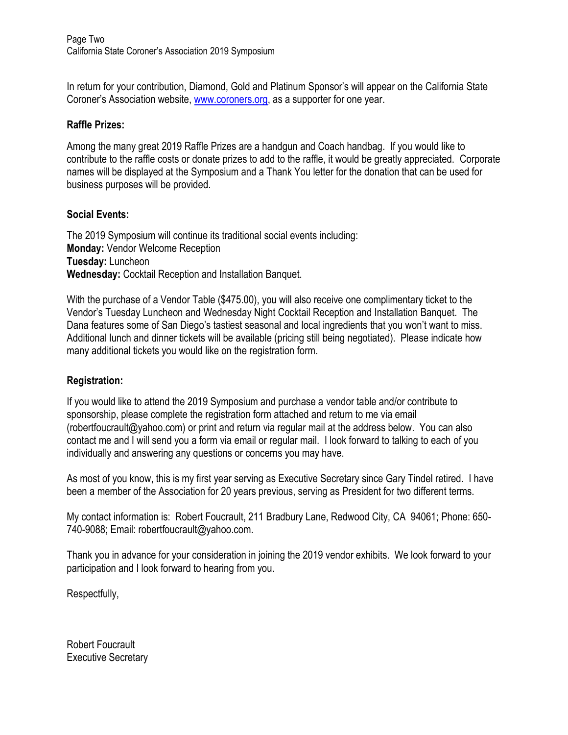In return for your contribution, Diamond, Gold and Platinum Sponsor's will appear on the California State Coroner's Association website, www.coroners.org, as a supporter for one year.

**Raffle Prizes:**

Among the many great 2019 Raffle Prizes are a handgun and Coach handbag. If you would like to contribute to the raffle costs or donate prizes to add to the raffle, it would be greatly appreciated. Corporate names will be displayed at the Symposium and a Thank You letter for the donation that can be used for business purposes will be provided.

**Social Events:**

The 2019 Symposium will continue its traditional social events including:
**Monday:** Vendor Welcome Reception
**Tuesday:** Luncheon
**Wednesday:** Cocktail Reception and Installation Banquet.

With the purchase of a Vendor Table ($475.00), you will also receive one complimentary ticket to the Vendor's Tuesday Luncheon and Wednesday Night Cocktail Reception and Installation Banquet. The Dana features some of San Diego's tastiest seasonal and local ingredients that you won't want to miss. Additional lunch and dinner tickets will be available (pricing still being negotiated). Please indicate how many additional tickets you would like on the registration form.

**Registration:**

If you would like to attend the 2019 Symposium and purchase a vendor table and/or contribute to sponsorship, please complete the registration form attached and return to me via email (robertfoucrault@yahoo.com) or print and return via regular mail at the address below. You can also contact me and I will send you a form via email or regular mail. I look forward to talking to each of you individually and answering any questions or concerns you may have.

As most of you know, this is my first year serving as Executive Secretary since Gary Tindel retired. I have been a member of the Association for 20 years previous, serving as President for two different terms.

My contact information is: Robert Foucrault, 211 Bradbury Lane, Redwood City, CA 94061; Phone: 650-740-9088; Email: robertfoucrault@yahoo.com.

Thank you in advance for your consideration in joining the 2019 vendor exhibits. We look forward to your participation and I look forward to hearing from you.

Respectfully,

Robert Foucrault
Executive Secretary